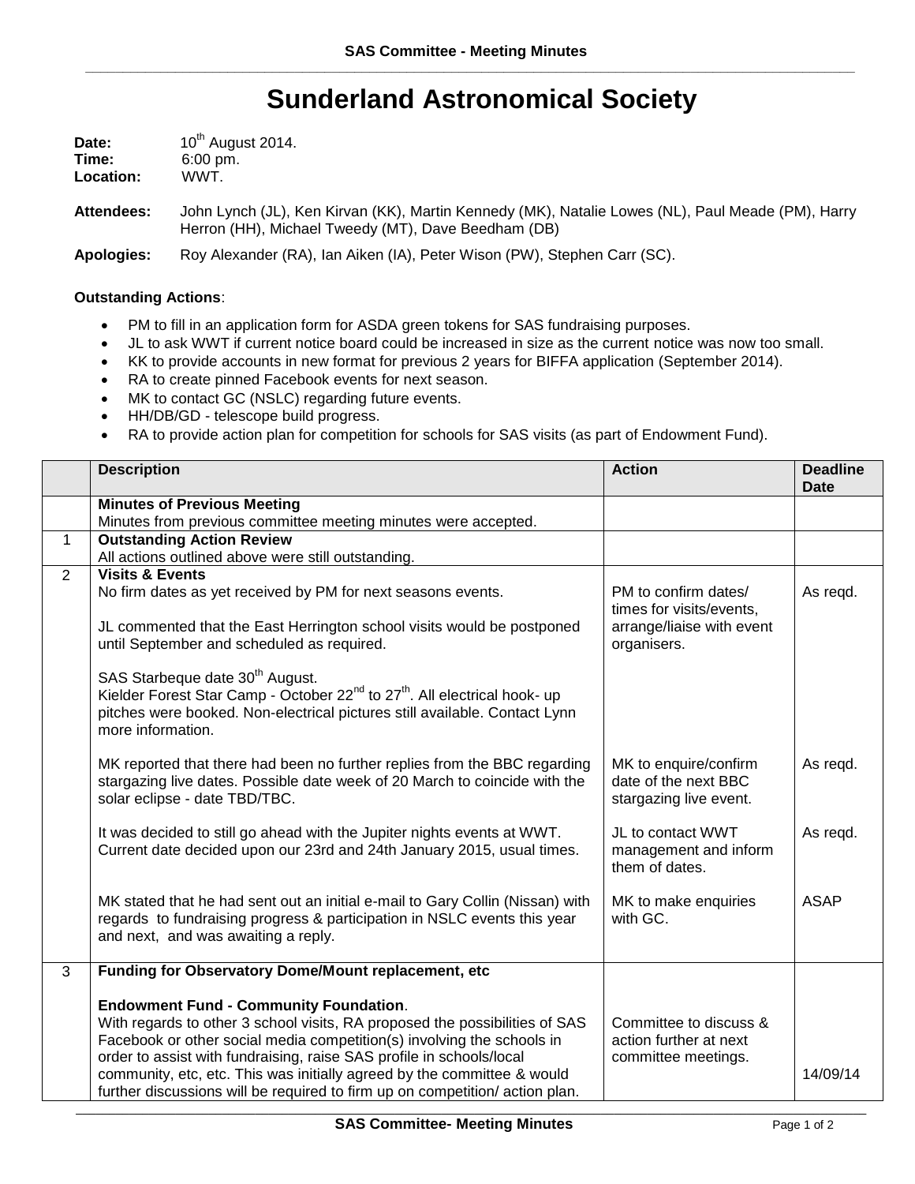# Sunderland Astronomical Society

**Date:** 10th August 2014.
**Time:** 6:00 pm.
**Location:** WWT.

**Attendees:** John Lynch (JL), Ken Kirvan (KK), Martin Kennedy (MK), Natalie Lowes (NL), Paul Meade (PM), Harry Herron (HH), Michael Tweedy (MT), Dave Beedham (DB)

**Apologies:** Roy Alexander (RA), Ian Aiken (IA), Peter Wison (PW), Stephen Carr (SC).

**Outstanding Actions**:

- PM to fill in an application form for ASDA green tokens for SAS fundraising purposes.
- JL to ask WWT if current notice board could be increased in size as the current notice was now too small.
- KK to provide accounts in new format for previous 2 years for BIFFA application (September 2014).
- RA to create pinned Facebook events for next season.
- MK to contact GC (NSLC) regarding future events.
- HH/DB/GD - telescope build progress.
- RA to provide action plan for competition for schools for SAS visits (as part of Endowment Fund).

| | Description | Action | Deadline Date |
|---|---|---|---|
| | **Minutes of Previous Meeting**<br>Minutes from previous committee meeting minutes were accepted. | | |
| 1 | **Outstanding Action Review**<br>All actions outlined above were still outstanding. | | |
| 2 | **Visits & Events**<br>No firm dates as yet received by PM for next seasons events.<br><br>JL commented that the East Herrington school visits would be postponed until September and scheduled as required.<br><br>SAS Starbeque date 30th August.<br>Kielder Forest Star Camp - October 22nd to 27th. All electrical hook- up pitches were booked. Non-electrical pictures still available. Contact Lynn more information. | PM to confirm dates/ times for visits/events, arrange/liaise with event organisers. | As reqd. |
| | MK reported that there had been no further replies from the BBC regarding stargazing live dates. Possible date week of 20 March to coincide with the solar eclipse - date TBD/TBC. | MK to enquire/confirm date of the next BBC stargazing live event. | As reqd. |
| | It was decided to still go ahead with the Jupiter nights events at WWT. Current date decided upon our 23rd and 24th January 2015, usual times. | JL to contact WWT management and inform them of dates. | As reqd. |
| | MK stated that he had sent out an initial e-mail to Gary Collin (Nissan) with regards to fundraising progress & participation in NSLC events this year and next, and was awaiting a reply. | MK to make enquiries with GC. | ASAP |
| 3 | **Funding for Observatory Dome/Mount replacement, etc**<br><br>**Endowment Fund - Community Foundation**.<br>With regards to other 3 school visits, RA proposed the possibilities of SAS Facebook or other social media competition(s) involving the schools in order to assist with fundraising, raise SAS profile in schools/local community, etc, etc. This was initially agreed by the committee & would further discussions will be required to firm up on competition/ action plan. | Committee to discuss & action further at next committee meetings. | 14/09/14 |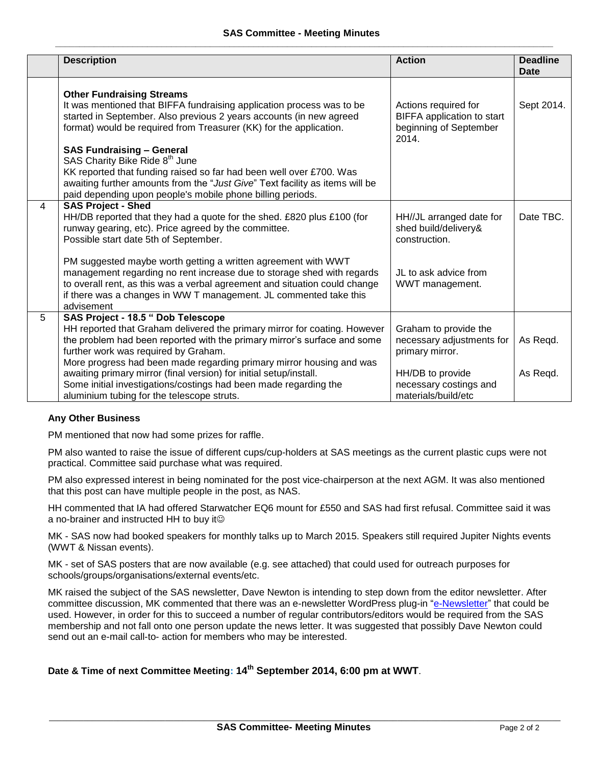| | Description | Action | Deadline Date |
|---|---|---|---|
| | **Other Fundraising Streams**<br>It was mentioned that BIFFA fundraising application process was to be started in September. Also previous 2 years accounts (in new agreed format) would be required from Treasurer (KK) for the application.<br><br>**SAS Fundraising – General**<br>SAS Charity Bike Ride 8th June<br>KK reported that funding raised so far had been well over £700. Was awaiting further amounts from the "*Just Give*" Text facility as items will be paid depending upon people's mobile phone billing periods. | Actions required for BIFFA application to start beginning of September 2014. | Sept 2014. |
| 4 | **SAS Project - Shed**<br>HH/DB reported that they had a quote for the shed. £820 plus £100 (for runway gearing, etc). Price agreed by the committee.<br>Possible start date 5th of September.<br><br>PM suggested maybe worth getting a written agreement with WWT management regarding no rent increase due to storage shed with regards to overall rent, as this was a verbal agreement and situation could change if there was a changes in WW T management. JL commented take this advisement | HH//JL arranged date for shed build/delivery& construction.<br><br>JL to ask advice from WWT management. | Date TBC. |
| 5 | **SAS Project - 18.5 " Dob Telescope**<br>HH reported that Graham delivered the primary mirror for coating. However the problem had been reported with the primary mirror's surface and some further work was required by Graham.<br>More progress had been made regarding primary mirror housing and was awaiting primary mirror (final version) for initial setup/install.<br>Some initial investigations/costings had been made regarding the aluminium tubing for the telescope struts. | Graham to provide the necessary adjustments for primary mirror.<br><br>HH/DB to provide necessary costings and materials/build/etc | As Reqd.<br><br>As Reqd. |

**Any Other Business**

PM mentioned that now had some prizes for raffle.

PM also wanted to raise the issue of different cups/cup-holders at SAS meetings as the current plastic cups were not practical. Committee said purchase what was required.

PM also expressed interest in being nominated for the post vice-chairperson at the next AGM. It was also mentioned that this post can have multiple people in the post, as NAS.

HH commented that IA had offered Starwatcher EQ6 mount for £550 and SAS had first refusal. Committee said it was a no-brainer and instructed HH to buy it☺

MK - SAS now had booked speakers for monthly talks up to March 2015. Speakers still required Jupiter Nights events (WWT & Nissan events).

MK - set of SAS posters that are now available (e.g. see attached) that could used for outreach purposes for schools/groups/organisations/external events/etc.

MK raised the subject of the SAS newsletter, Dave Newton is intending to step down from the editor newsletter. After committee discussion, MK commented that there was an e-newsletter WordPress plug-in "e-Newsletter" that could be used. However, in order for this to succeed a number of regular contributors/editors would be required from the SAS membership and not fall onto one person update the news letter. It was suggested that possibly Dave Newton could send out an e-mail call-to- action for members who may be interested.

**Date & Time of next Committee Meeting: 14th September 2014, 6:00 pm at WWT**.